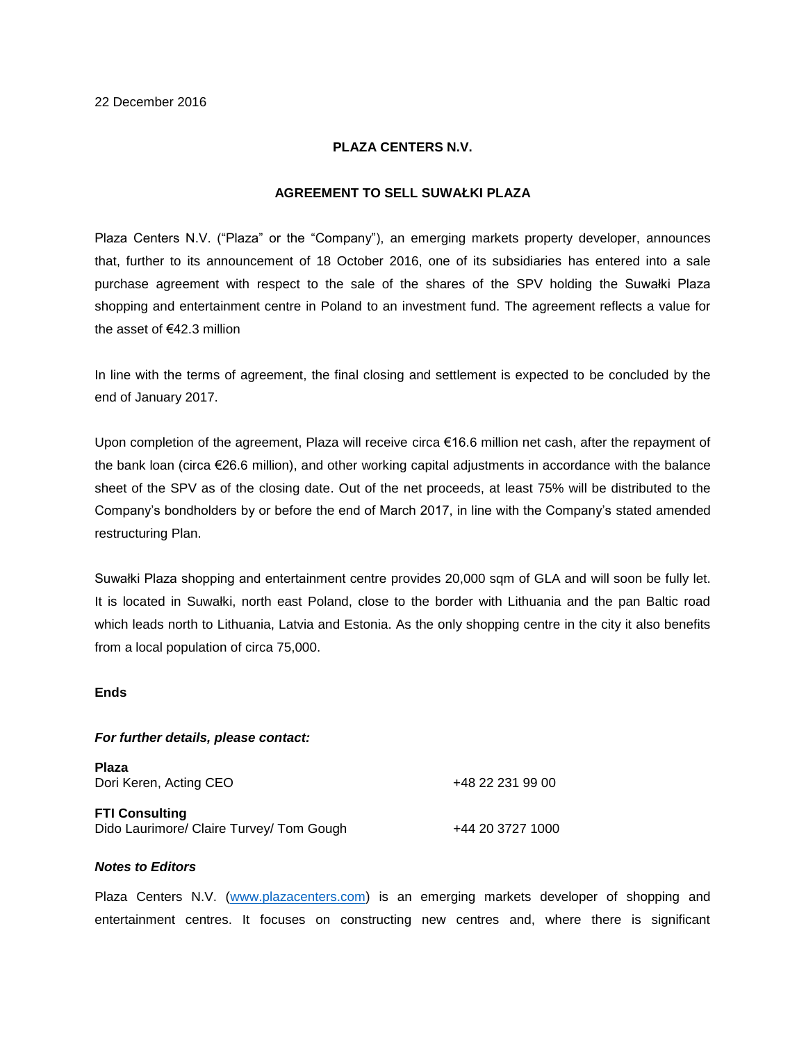22 December 2016

**PLAZA CENTERS N.V.**

**AGREEMENT TO SELL SUWAŁKI PLAZA**

Plaza Centers N.V. ("Plaza" or the "Company"), an emerging markets property developer, announces that, further to its announcement of 18 October 2016, one of its subsidiaries has entered into a sale purchase agreement with respect to the sale of the shares of the SPV holding the Suwałki Plaza shopping and entertainment centre in Poland to an investment fund. The agreement reflects a value for the asset of €42.3 million

In line with the terms of agreement, the final closing and settlement is expected to be concluded by the end of January 2017.

Upon completion of the agreement, Plaza will receive circa €16.6 million net cash, after the repayment of the bank loan (circa €26.6 million), and other working capital adjustments in accordance with the balance sheet of the SPV as of the closing date. Out of the net proceeds, at least 75% will be distributed to the Company's bondholders by or before the end of March 2017, in line with the Company's stated amended restructuring Plan.

Suwałki Plaza shopping and entertainment centre provides 20,000 sqm of GLA and will soon be fully let. It is located in Suwałki, north east Poland, close to the border with Lithuania and the pan Baltic road which leads north to Lithuania, Latvia and Estonia. As the only shopping centre in the city it also benefits from a local population of circa 75,000.

**Ends**

***For further details, please contact:***

| | |
|---|---|
| **Plaza** | |
| Dori Keren, Acting CEO | +48 22 231 99 00 |
| **FTI Consulting** | |
| Dido Laurimore/ Claire Turvey/ Tom Gough | +44 20 3727 1000 |

***Notes to Editors***

Plaza Centers N.V. (www.plazacenters.com) is an emerging markets developer of shopping and entertainment centres. It focuses on constructing new centres and, where there is significant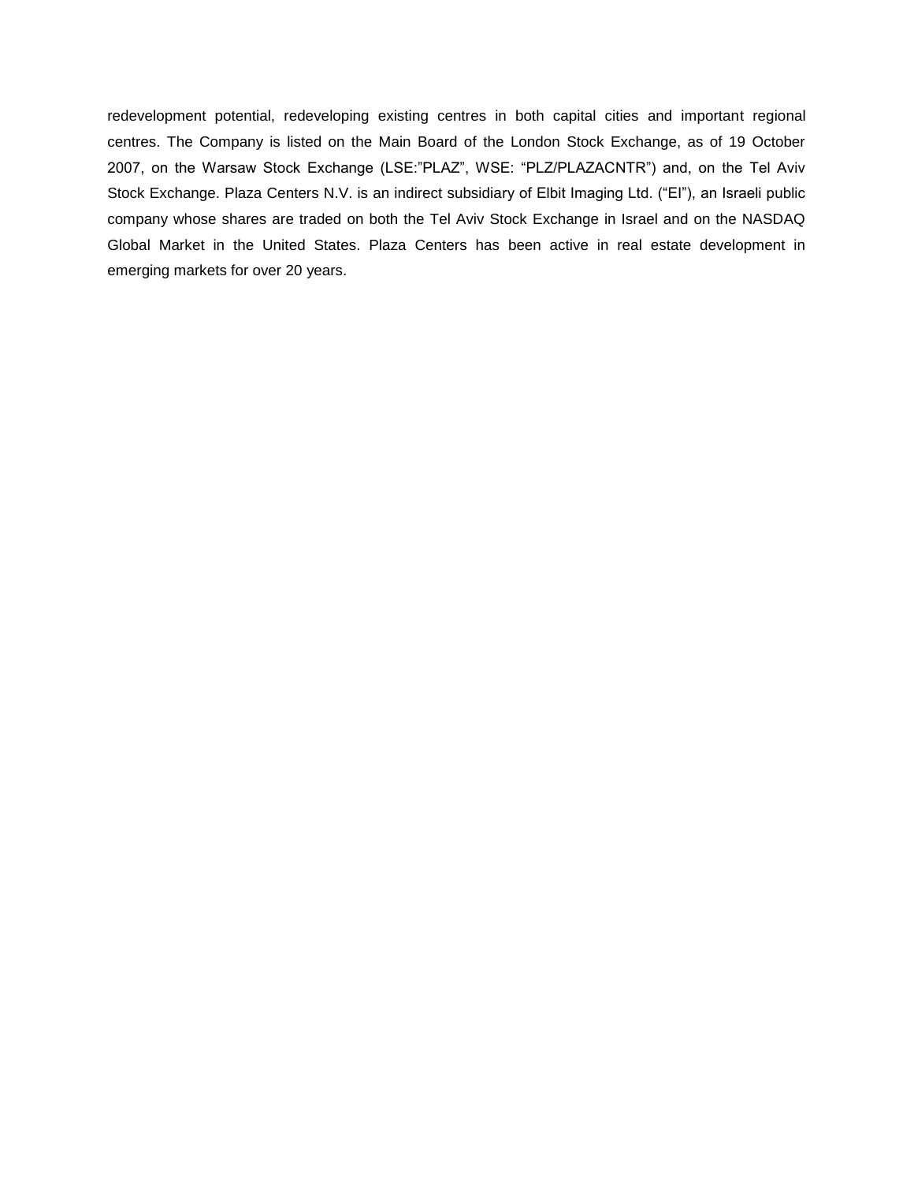redevelopment potential, redeveloping existing centres in both capital cities and important regional centres. The Company is listed on the Main Board of the London Stock Exchange, as of 19 October 2007, on the Warsaw Stock Exchange (LSE:"PLAZ", WSE: "PLZ/PLAZACNTR") and, on the Tel Aviv Stock Exchange. Plaza Centers N.V. is an indirect subsidiary of Elbit Imaging Ltd. ("EI"), an Israeli public company whose shares are traded on both the Tel Aviv Stock Exchange in Israel and on the NASDAQ Global Market in the United States. Plaza Centers has been active in real estate development in emerging markets for over 20 years.